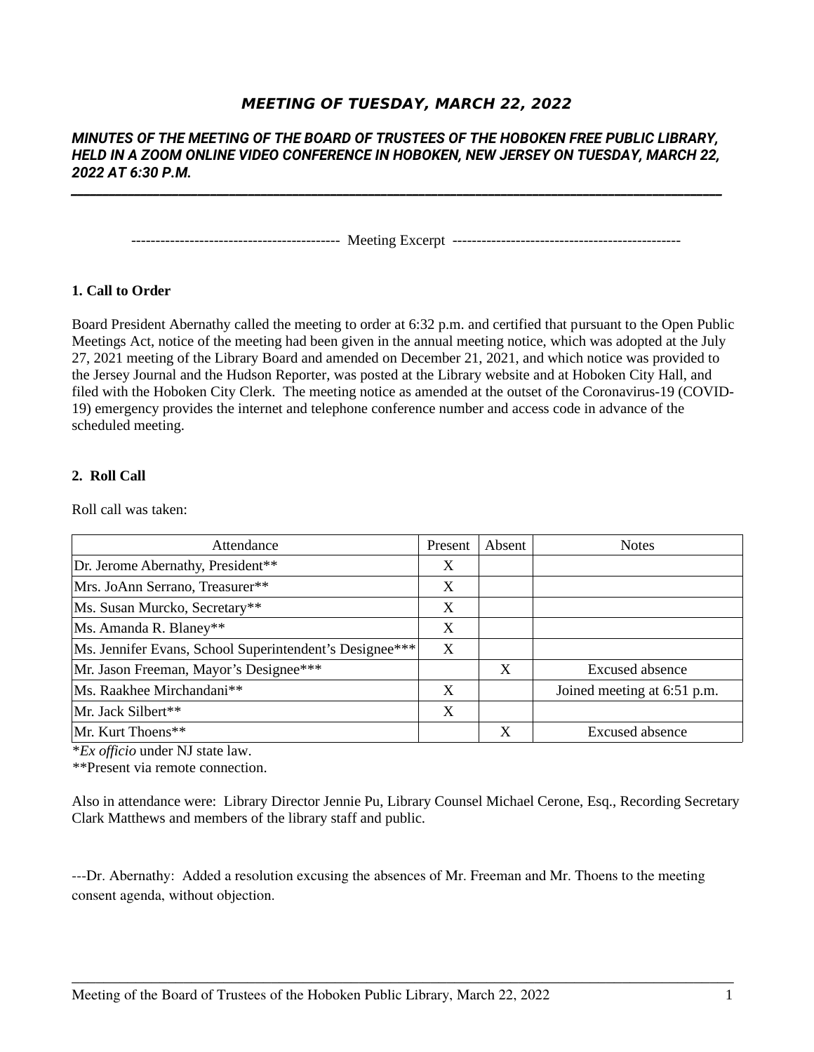# *MEETING OF TUESDAY, MARCH 22, 2022*

### *MINUTES OF THE MEETING OF THE BOARD OF TRUSTEES OF THE HOBOKEN FREE PUBLIC LIBRARY, HELD IN A ZOOM ONLINE VIDEO CONFERENCE IN HOBOKEN, NEW JERSEY ON TUESDAY, MARCH 22, 2022 AT 6:30 P.M.*

------------------------------------------- Meeting Excerpt -----------------------------------------------

**1. Call to Order**

Board President Abernathy called the meeting to order at 6:32 p.m. and certified that pursuant to the Open Public Meetings Act, notice of the meeting had been given in the annual meeting notice, which was adopted at the July 27, 2021 meeting of the Library Board and amended on December 21, 2021, and which notice was provided to the Jersey Journal and the Hudson Reporter, was posted at the Library website and at Hoboken City Hall, and filed with the Hoboken City Clerk. The meeting notice as amended at the outset of the Coronavirus-19 (COVID-19) emergency provides the internet and telephone conference number and access code in advance of the scheduled meeting.

**2. Roll Call**

Roll call was taken:

| Attendance | Present | Absent | Notes |
|---|---|---|---|
| Dr. Jerome Abernathy, President** | X | | |
| Mrs. JoAnn Serrano, Treasurer** | X | | |
| Ms. Susan Murcko, Secretary** | X | | |
| Ms. Amanda R. Blaney** | X | | |
| Ms. Jennifer Evans, School Superintendent's Designee*** | X | | |
| Mr. Jason Freeman, Mayor's Designee*** | | X | Excused absence |
| Ms. Raakhee Mirchandani** | X | | Joined meeting at 6:51 p.m. |
| Mr. Jack Silbert** | X | | |
| Mr. Kurt Thoens** | | X | Excused absence |

**Ex officio* under NJ state law.
**Present via remote connection.

Also in attendance were: Library Director Jennie Pu, Library Counsel Michael Cerone, Esq., Recording Secretary Clark Matthews and members of the library staff and public.

---Dr. Abernathy: Added a resolution excusing the absences of Mr. Freeman and Mr. Thoens to the meeting consent agenda, without objection.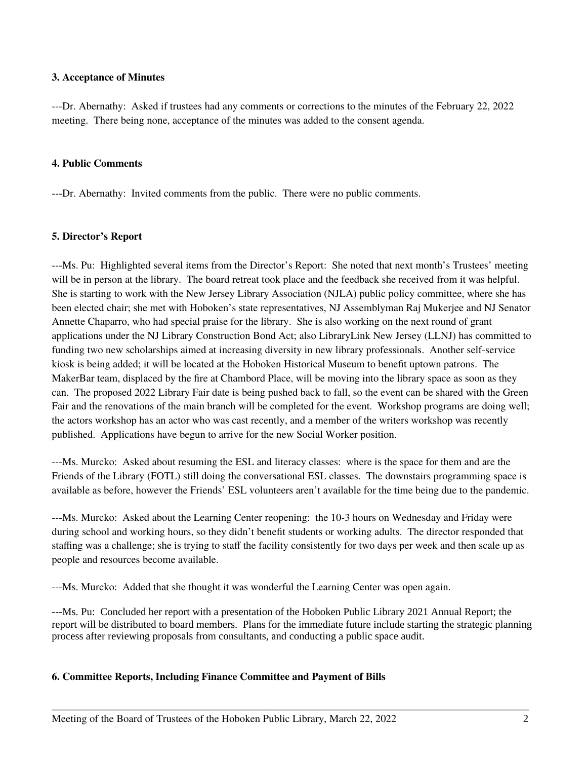**3. Acceptance of Minutes**

---Dr. Abernathy: Asked if trustees had any comments or corrections to the minutes of the February 22, 2022 meeting. There being none, acceptance of the minutes was added to the consent agenda.

**4. Public Comments**

---Dr. Abernathy: Invited comments from the public. There were no public comments.

**5. Director's Report**

---Ms. Pu: Highlighted several items from the Director's Report: She noted that next month's Trustees' meeting will be in person at the library. The board retreat took place and the feedback she received from it was helpful. She is starting to work with the New Jersey Library Association (NJLA) public policy committee, where she has been elected chair; she met with Hoboken's state representatives, NJ Assemblyman Raj Mukerjee and NJ Senator Annette Chaparro, who had special praise for the library. She is also working on the next round of grant applications under the NJ Library Construction Bond Act; also LibraryLink New Jersey (LLNJ) has committed to funding two new scholarships aimed at increasing diversity in new library professionals. Another self-service kiosk is being added; it will be located at the Hoboken Historical Museum to benefit uptown patrons. The MakerBar team, displaced by the fire at Chambord Place, will be moving into the library space as soon as they can. The proposed 2022 Library Fair date is being pushed back to fall, so the event can be shared with the Green Fair and the renovations of the main branch will be completed for the event. Workshop programs are doing well; the actors workshop has an actor who was cast recently, and a member of the writers workshop was recently published. Applications have begun to arrive for the new Social Worker position.

---Ms. Murcko: Asked about resuming the ESL and literacy classes: where is the space for them and are the Friends of the Library (FOTL) still doing the conversational ESL classes. The downstairs programming space is available as before, however the Friends' ESL volunteers aren't available for the time being due to the pandemic.

---Ms. Murcko: Asked about the Learning Center reopening: the 10-3 hours on Wednesday and Friday were during school and working hours, so they didn't benefit students or working adults. The director responded that staffing was a challenge; she is trying to staff the facility consistently for two days per week and then scale up as people and resources become available.

---Ms. Murcko: Added that she thought it was wonderful the Learning Center was open again.

---Ms. Pu: Concluded her report with a presentation of the Hoboken Public Library 2021 Annual Report; the report will be distributed to board members. Plans for the immediate future include starting the strategic planning process after reviewing proposals from consultants, and conducting a public space audit.

**6. Committee Reports, Including Finance Committee and Payment of Bills**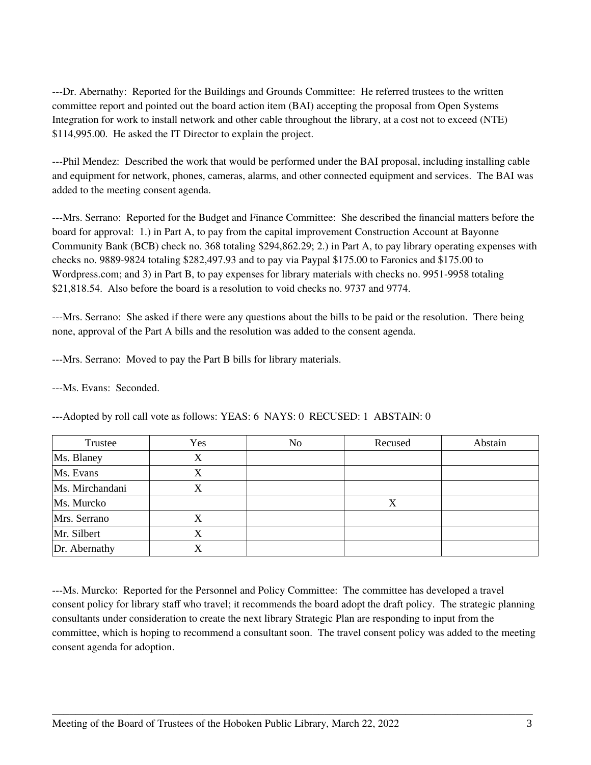---Dr. Abernathy: Reported for the Buildings and Grounds Committee: He referred trustees to the written committee report and pointed out the board action item (BAI) accepting the proposal from Open Systems Integration for work to install network and other cable throughout the library, at a cost not to exceed (NTE) $114,995.00. He asked the IT Director to explain the project.

---Phil Mendez: Described the work that would be performed under the BAI proposal, including installing cable and equipment for network, phones, cameras, alarms, and other connected equipment and services. The BAI was added to the meeting consent agenda.

---Mrs. Serrano: Reported for the Budget and Finance Committee: She described the financial matters before the board for approval: 1.) in Part A, to pay from the capital improvement Construction Account at Bayonne Community Bank (BCB) check no. 368 totaling $294,862.29; 2.) in Part A, to pay library operating expenses with checks no. 9889-9824 totaling $282,497.93 and to pay via Paypal $175.00 to Faronics and $175.00 to Wordpress.com; and 3) in Part B, to pay expenses for library materials with checks no. 9951-9958 totaling $21,818.54. Also before the board is a resolution to void checks no. 9737 and 9774.

---Mrs. Serrano: She asked if there were any questions about the bills to be paid or the resolution. There being none, approval of the Part A bills and the resolution was added to the consent agenda.

---Mrs. Serrano: Moved to pay the Part B bills for library materials.

---Ms. Evans: Seconded.

---Adopted by roll call vote as follows: YEAS: 6 NAYS: 0 RECUSED: 1 ABSTAIN: 0

| Trustee | Yes | No | Recused | Abstain |
|---|---|---|---|---|
| Ms. Blaney | X | | | |
| Ms. Evans | X | | | |
| Ms. Mirchandani | X | | | |
| Ms. Murcko | | | X | |
| Mrs. Serrano | X | | | |
| Mr. Silbert | X | | | |
| Dr. Abernathy | X | | | |

---Ms. Murcko: Reported for the Personnel and Policy Committee: The committee has developed a travel consent policy for library staff who travel; it recommends the board adopt the draft policy. The strategic planning consultants under consideration to create the next library Strategic Plan are responding to input from the committee, which is hoping to recommend a consultant soon. The travel consent policy was added to the meeting consent agenda for adoption.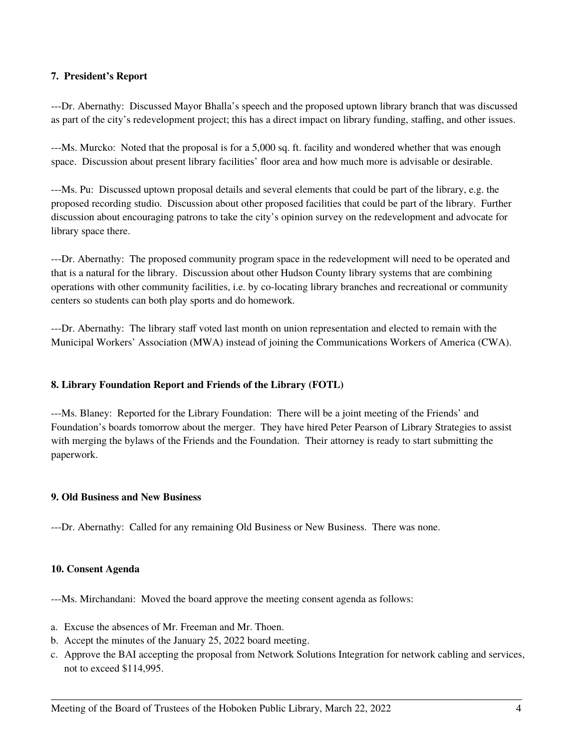**7. President's Report**

---Dr. Abernathy: Discussed Mayor Bhalla's speech and the proposed uptown library branch that was discussed as part of the city's redevelopment project; this has a direct impact on library funding, staffing, and other issues.

---Ms. Murcko: Noted that the proposal is for a 5,000 sq. ft. facility and wondered whether that was enough space. Discussion about present library facilities' floor area and how much more is advisable or desirable.

---Ms. Pu: Discussed uptown proposal details and several elements that could be part of the library, e.g. the proposed recording studio. Discussion about other proposed facilities that could be part of the library. Further discussion about encouraging patrons to take the city's opinion survey on the redevelopment and advocate for library space there.

---Dr. Abernathy: The proposed community program space in the redevelopment will need to be operated and that is a natural for the library. Discussion about other Hudson County library systems that are combining operations with other community facilities, i.e. by co-locating library branches and recreational or community centers so students can both play sports and do homework.

---Dr. Abernathy: The library staff voted last month on union representation and elected to remain with the Municipal Workers' Association (MWA) instead of joining the Communications Workers of America (CWA).

**8. Library Foundation Report and Friends of the Library (FOTL)**

---Ms. Blaney: Reported for the Library Foundation: There will be a joint meeting of the Friends' and Foundation's boards tomorrow about the merger. They have hired Peter Pearson of Library Strategies to assist with merging the bylaws of the Friends and the Foundation. Their attorney is ready to start submitting the paperwork.

**9. Old Business and New Business**

---Dr. Abernathy: Called for any remaining Old Business or New Business. There was none.

**10. Consent Agenda**

---Ms. Mirchandani: Moved the board approve the meeting consent agenda as follows:

a. Excuse the absences of Mr. Freeman and Mr. Thoen.
b. Accept the minutes of the January 25, 2022 board meeting.
c. Approve the BAI accepting the proposal from Network Solutions Integration for network cabling and services, not to exceed $114,995.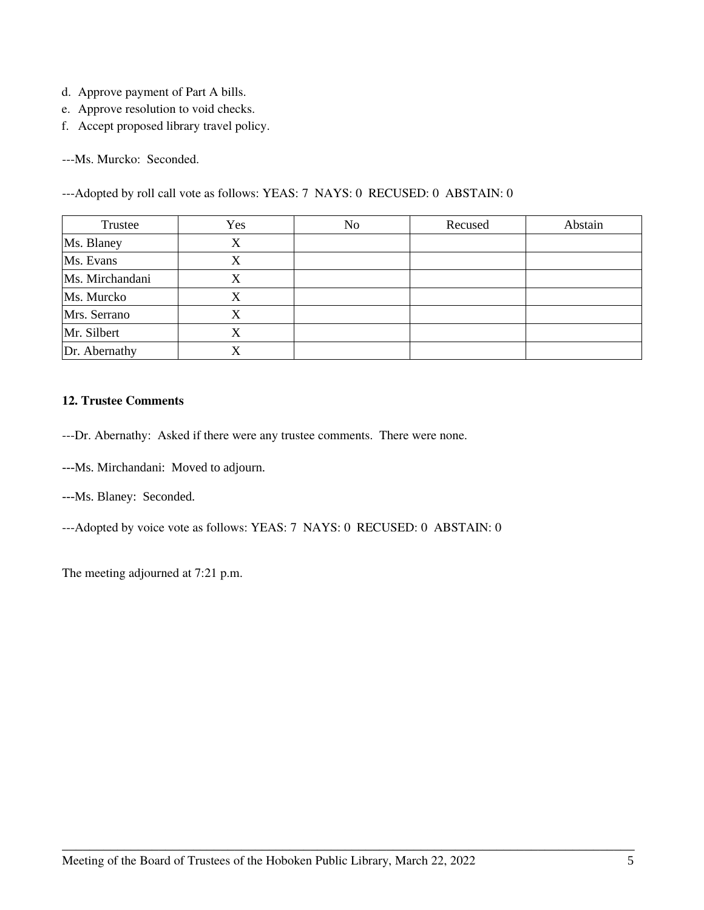d. Approve payment of Part A bills.
e. Approve resolution to void checks.
f. Accept proposed library travel policy.

---Ms. Murcko: Seconded.

---Adopted by roll call vote as follows: YEAS: 7 NAYS: 0 RECUSED: 0 ABSTAIN: 0

| Trustee | Yes | No | Recused | Abstain |
|---|---|---|---|---|
| Ms. Blaney | X | | | |
| Ms. Evans | X | | | |
| Ms. Mirchandani | X | | | |
| Ms. Murcko | X | | | |
| Mrs. Serrano | X | | | |
| Mr. Silbert | X | | | |
| Dr. Abernathy | X | | | |

**12. Trustee Comments**

---Dr. Abernathy: Asked if there were any trustee comments. There were none.

---Ms. Mirchandani: Moved to adjourn.

---Ms. Blaney: Seconded.

---Adopted by voice vote as follows: YEAS: 7 NAYS: 0 RECUSED: 0 ABSTAIN: 0

The meeting adjourned at 7:21 p.m.